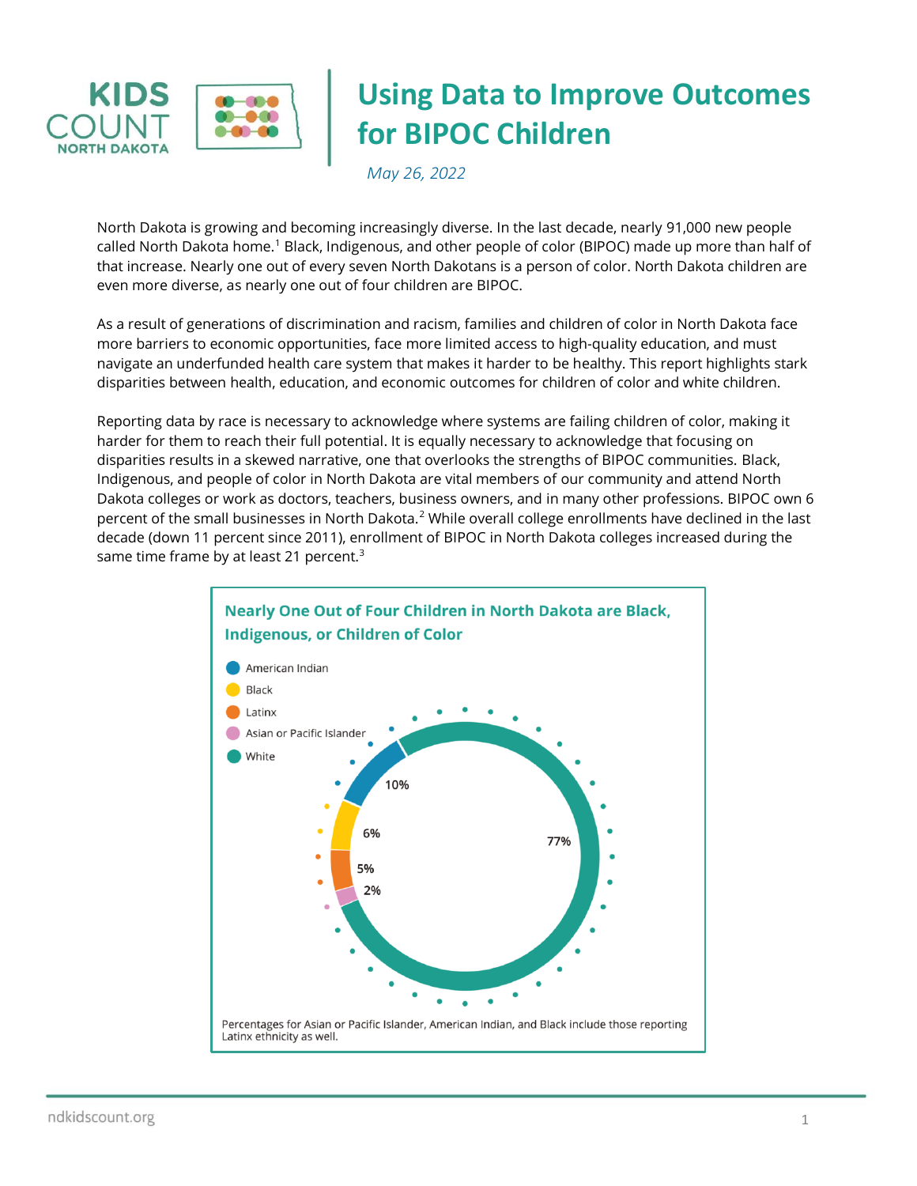# Using Data to Improve Outcomes for BIPOC Children

*May 26, 2022*

North Dakota is growing and becoming increasingly diverse. In the last decade, nearly 91,000 new people called North Dakota home.[1] Black, Indigenous, and other people of color (BIPOC) made up more than half of that increase. Nearly one out of every seven North Dakotans is a person of color. North Dakota children are even more diverse, as nearly one out of four children are BIPOC.

As a result of generations of discrimination and racism, families and children of color in North Dakota face more barriers to economic opportunities, face more limited access to high-quality education, and must navigate an underfunded health care system that makes it harder to be healthy. This report highlights stark disparities between health, education, and economic outcomes for children of color and white children.

Reporting data by race is necessary to acknowledge where systems are failing children of color, making it harder for them to reach their full potential. It is equally necessary to acknowledge that focusing on disparities results in a skewed narrative, one that overlooks the strengths of BIPOC communities. Black, Indigenous, and people of color in North Dakota are vital members of our community and attend North Dakota colleges or work as doctors, teachers, business owners, and in many other professions. BIPOC own 6 percent of the small businesses in North Dakota.[2] While overall college enrollments have declined in the last decade (down 11 percent since 2011), enrollment of BIPOC in North Dakota colleges increased during the same time frame by at least 21 percent.[3]

**Nearly One Out of Four Children in North Dakota are Black, Indigenous, or Children of Color**

| Group | Percent |
|---|---|
| American Indian | 10% |
| Black | 6% |
| Latinx | 5% |
| Asian or Pacific Islander | 2% |
| White | 77% |

Percentages for Asian or Pacific Islander, American Indian, and Black include those reporting Latinx ethnicity as well.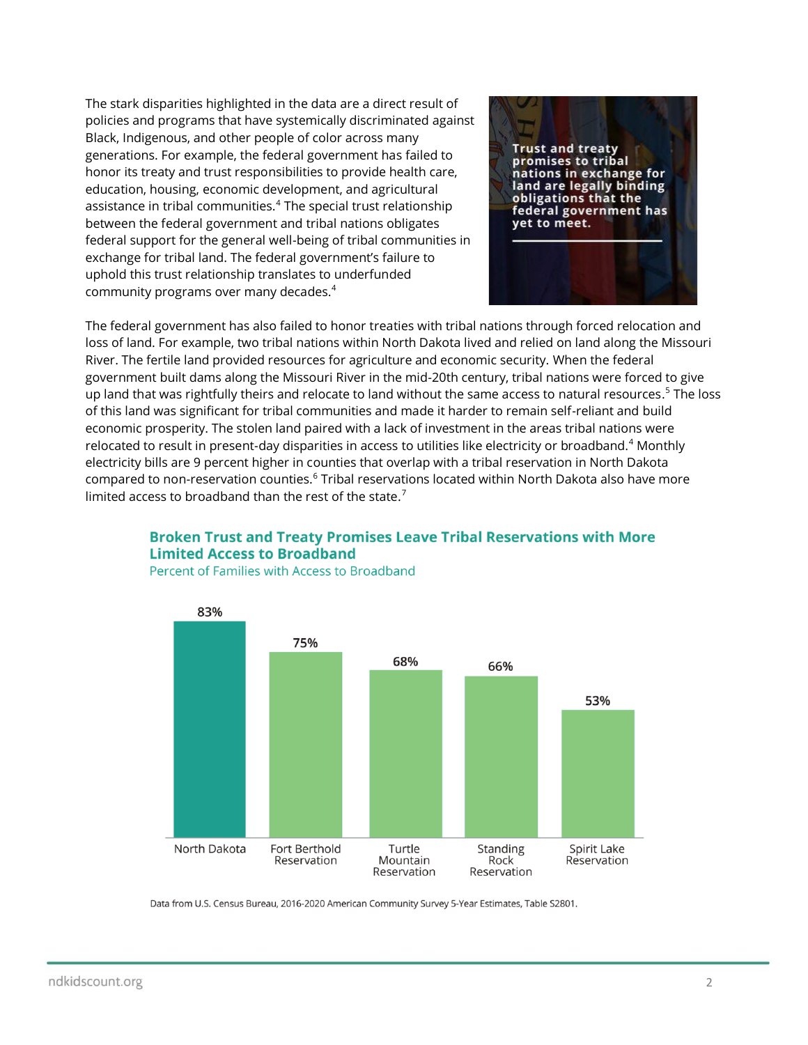The stark disparities highlighted in the data are a direct result of policies and programs that have systemically discriminated against Black, Indigenous, and other people of color across many generations. For example, the federal government has failed to honor its treaty and trust responsibilities to provide health care, education, housing, economic development, and agricultural assistance in tribal communities.[4] The special trust relationship between the federal government and tribal nations obligates federal support for the general well-being of tribal communities in exchange for tribal land. The federal government's failure to uphold this trust relationship translates to underfunded community programs over many decades.[4]

**Trust and treaty promises to tribal nations in exchange for land are legally binding obligations that the federal government has yet to meet.**

The federal government has also failed to honor treaties with tribal nations through forced relocation and loss of land. For example, two tribal nations within North Dakota lived and relied on land along the Missouri River. The fertile land provided resources for agriculture and economic security. When the federal government built dams along the Missouri River in the mid-20th century, tribal nations were forced to give up land that was rightfully theirs and relocate to land without the same access to natural resources.[5] The loss of this land was significant for tribal communities and made it harder to remain self-reliant and build economic prosperity. The stolen land paired with a lack of investment in the areas tribal nations were relocated to result in present-day disparities in access to utilities like electricity or broadband.[4] Monthly electricity bills are 9 percent higher in counties that overlap with a tribal reservation in North Dakota compared to non-reservation counties.[6] Tribal reservations located within North Dakota also have more limited access to broadband than the rest of the state.[7]

### Broken Trust and Treaty Promises Leave Tribal Reservations with More Limited Access to Broadband

Percent of Families with Access to Broadband

| Area | Percent |
|---|---|
| North Dakota | 83% |
| Fort Berthold Reservation | 75% |
| Turtle Mountain Reservation | 68% |
| Standing Rock Reservation | 66% |
| Spirit Lake Reservation | 53% |

Data from U.S. Census Bureau, 2016-2020 American Community Survey 5-Year Estimates, Table S2801.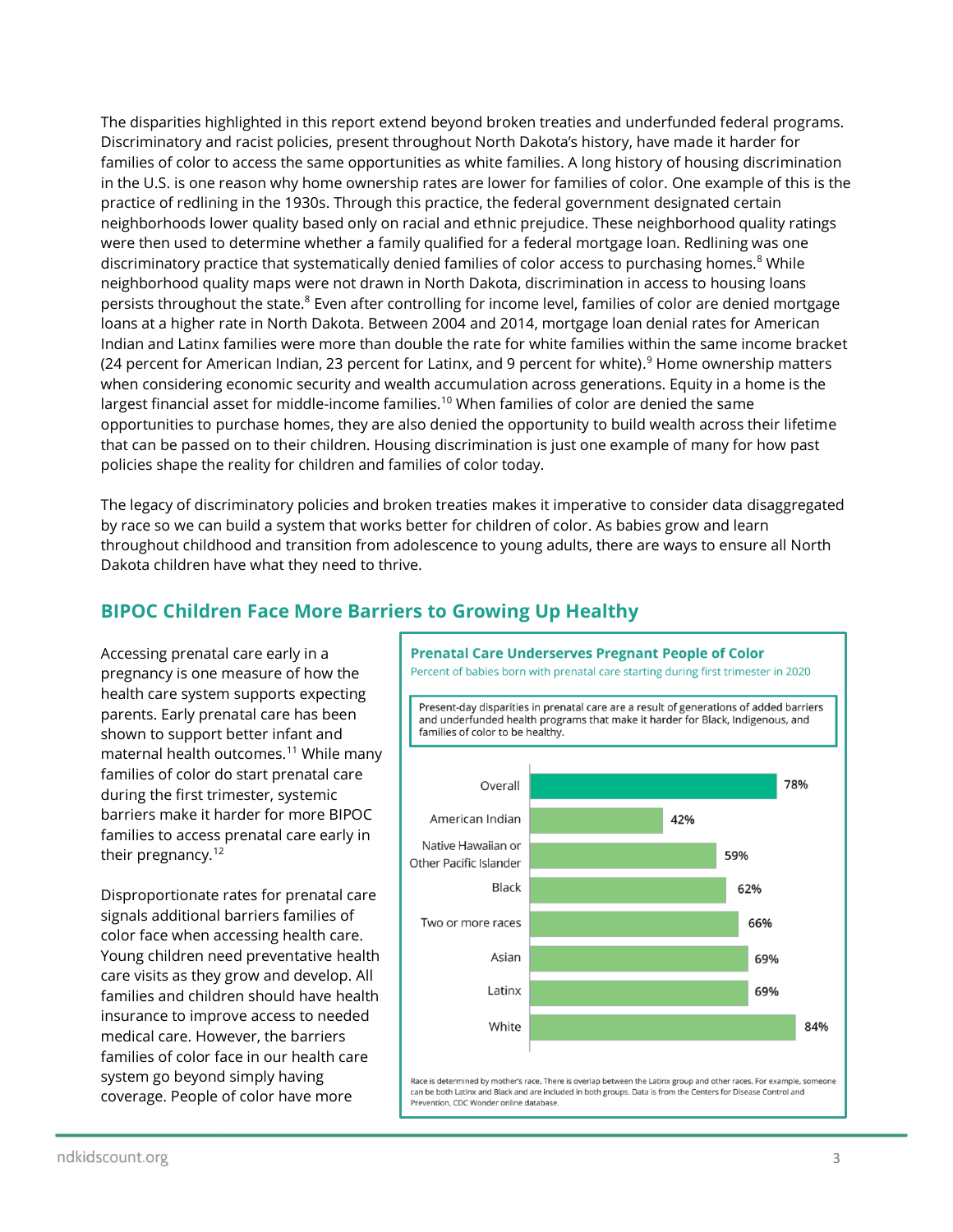The disparities highlighted in this report extend beyond broken treaties and underfunded federal programs. Discriminatory and racist policies, present throughout North Dakota's history, have made it harder for families of color to access the same opportunities as white families. A long history of housing discrimination in the U.S. is one reason why home ownership rates are lower for families of color. One example of this is the practice of redlining in the 1930s. Through this practice, the federal government designated certain neighborhoods lower quality based only on racial and ethnic prejudice. These neighborhood quality ratings were then used to determine whether a family qualified for a federal mortgage loan. Redlining was one discriminatory practice that systematically denied families of color access to purchasing homes.[8] While neighborhood quality maps were not drawn in North Dakota, discrimination in access to housing loans persists throughout the state.[8] Even after controlling for income level, families of color are denied mortgage loans at a higher rate in North Dakota. Between 2004 and 2014, mortgage loan denial rates for American Indian and Latinx families were more than double the rate for white families within the same income bracket (24 percent for American Indian, 23 percent for Latinx, and 9 percent for white).[9] Home ownership matters when considering economic security and wealth accumulation across generations. Equity in a home is the largest financial asset for middle-income families.[10] When families of color are denied the same opportunities to purchase homes, they are also denied the opportunity to build wealth across their lifetime that can be passed on to their children. Housing discrimination is just one example of many for how past policies shape the reality for children and families of color today.

The legacy of discriminatory policies and broken treaties makes it imperative to consider data disaggregated by race so we can build a system that works better for children of color. As babies grow and learn throughout childhood and transition from adolescence to young adults, there are ways to ensure all North Dakota children have what they need to thrive.

## BIPOC Children Face More Barriers to Growing Up Healthy

Accessing prenatal care early in a pregnancy is one measure of how the health care system supports expecting parents. Early prenatal care has been shown to support better infant and maternal health outcomes.[11] While many families of color do start prenatal care during the first trimester, systemic barriers make it harder for more BIPOC families to access prenatal care early in their pregnancy.[12]

Disproportionate rates for prenatal care signals additional barriers families of color face when accessing health care. Young children need preventative health care visits as they grow and develop. All families and children should have health insurance to improve access to needed medical care. However, the barriers families of color face in our health care system go beyond simply having coverage. People of color have more

**Prenatal Care Underserves Pregnant People of Color**

Percent of babies born with prenatal care starting during first trimester in 2020

Present-day disparities in prenatal care are a result of generations of added barriers and underfunded health programs that make it harder for Black, Indigenous, and families of color to be healthy.

| Group | Percent |
| --- | --- |
| Overall | 78% |
| American Indian | 42% |
| Native Hawaiian or Other Pacific Islander | 59% |
| Black | 62% |
| Two or more races | 66% |
| Asian | 69% |
| Latinx | 69% |
| White | 84% |

Race is determined by mother's race. There is overlap between the Latinx group and other races. For example, someone can be both Latinx and Black and are included in both groups. Data is from the Centers for Disease Control and Prevention, CDC Wonder online database.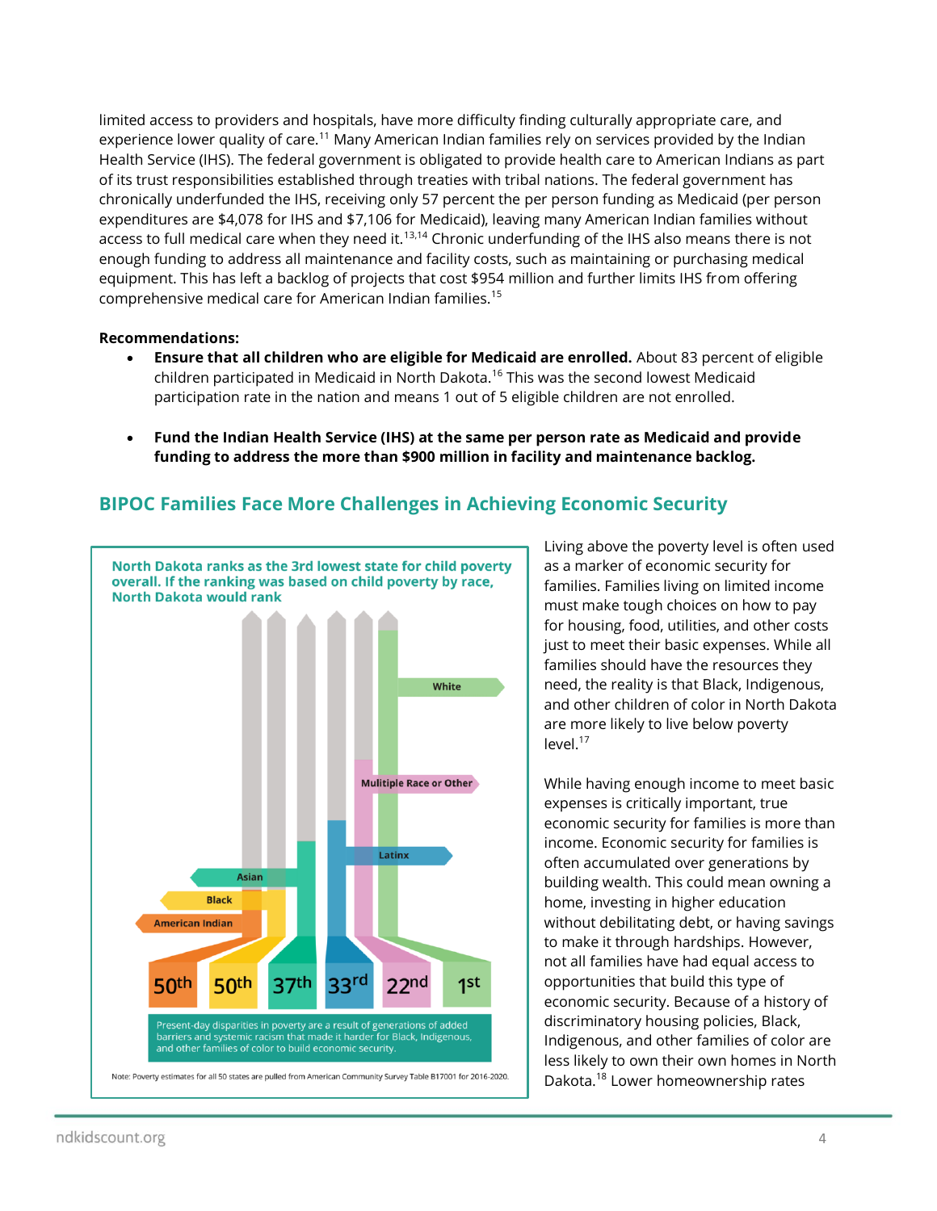limited access to providers and hospitals, have more difficulty finding culturally appropriate care, and experience lower quality of care.[11] Many American Indian families rely on services provided by the Indian Health Service (IHS). The federal government is obligated to provide health care to American Indians as part of its trust responsibilities established through treaties with tribal nations. The federal government has chronically underfunded the IHS, receiving only 57 percent the per person funding as Medicaid (per person expenditures are $4,078 for IHS and $7,106 for Medicaid), leaving many American Indian families without access to full medical care when they need it.[13,14] Chronic underfunding of the IHS also means there is not enough funding to address all maintenance and facility costs, such as maintaining or purchasing medical equipment. This has left a backlog of projects that cost $954 million and further limits IHS from offering comprehensive medical care for American Indian families.[15]

**Recommendations:**

- **Ensure that all children who are eligible for Medicaid are enrolled.** About 83 percent of eligible children participated in Medicaid in North Dakota.[16] This was the second lowest Medicaid participation rate in the nation and means 1 out of 5 eligible children are not enrolled.

- **Fund the Indian Health Service (IHS) at the same per person rate as Medicaid and provide funding to address the more than $900 million in facility and maintenance backlog.**

## BIPOC Families Face More Challenges in Achieving Economic Security

**North Dakota ranks as the 3rd lowest state for child poverty overall. If the ranking was based on child poverty by race, North Dakota would rank**

| American Indian | Black | Asian | Latinx | Multiple Race or Other | White |
|---|---|---|---|---|---|
| 50th | 50th | 37th | 33rd | 22nd | 1st |

Present-day disparities in poverty are a result of generations of added barriers and systemic racism that made it harder for Black, Indigenous, and other families of color to build economic security.

Note: Poverty estimates for all 50 states are pulled from American Community Survey Table B17001 for 2016-2020.

Living above the poverty level is often used as a marker of economic security for families. Families living on limited income must make tough choices on how to pay for housing, food, utilities, and other costs just to meet their basic expenses. While all families should have the resources they need, the reality is that Black, Indigenous, and other children of color in North Dakota are more likely to live below poverty level.[17]

While having enough income to meet basic expenses is critically important, true economic security for families is more than income. Economic security for families is often accumulated over generations by building wealth. This could mean owning a home, investing in higher education without debilitating debt, or having savings to make it through hardships. However, not all families have had equal access to opportunities that build this type of economic security. Because of a history of discriminatory housing policies, Black, Indigenous, and other families of color are less likely to own their own homes in North Dakota.[18] Lower homeownership rates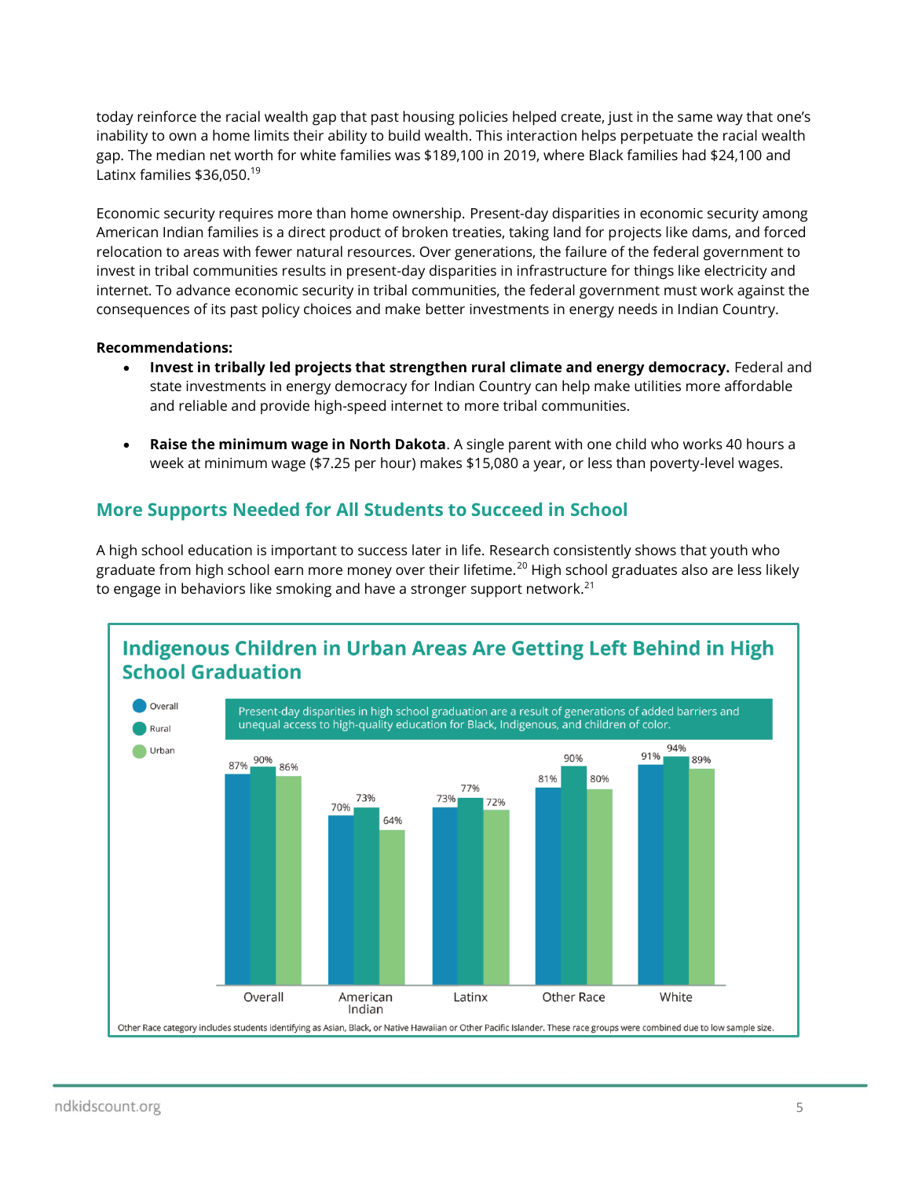today reinforce the racial wealth gap that past housing policies helped create, just in the same way that one's inability to own a home limits their ability to build wealth. This interaction helps perpetuate the racial wealth gap. The median net worth for white families was $189,100 in 2019, where Black families had $24,100 and Latinx families $36,050.[19]

Economic security requires more than home ownership. Present-day disparities in economic security among American Indian families is a direct product of broken treaties, taking land for projects like dams, and forced relocation to areas with fewer natural resources. Over generations, the failure of the federal government to invest in tribal communities results in present-day disparities in infrastructure for things like electricity and internet. To advance economic security in tribal communities, the federal government must work against the consequences of its past policy choices and make better investments in energy needs in Indian Country.

**Recommendations:**

- **Invest in tribally led projects that strengthen rural climate and energy democracy.** Federal and state investments in energy democracy for Indian Country can help make utilities more affordable and reliable and provide high-speed internet to more tribal communities.
- **Raise the minimum wage in North Dakota**. A single parent with one child who works 40 hours a week at minimum wage ($7.25 per hour) makes $15,080 a year, or less than poverty-level wages.

## More Supports Needed for All Students to Succeed in School

A high school education is important to success later in life. Research consistently shows that youth who graduate from high school earn more money over their lifetime.[20] High school graduates also are less likely to engage in behaviors like smoking and have a stronger support network.[21]

### Indigenous Children in Urban Areas Are Getting Left Behind in High School Graduation

Present-day disparities in high school graduation are a result of generations of added barriers and unequal access to high-quality education for Black, Indigenous, and children of color.

| | Overall | Rural | Urban |
|---|---|---|---|
| Overall | 87% | 90% | 86% |
| American Indian | 70% | 73% | 64% |
| Latinx | 73% | 77% | 72% |
| Other Race | 81% | 90% | 80% |
| White | 91% | 94% | 89% |

Other Race category includes students identifying as Asian, Black, or Native Hawaiian or Other Pacific Islander. These race groups were combined due to low sample size.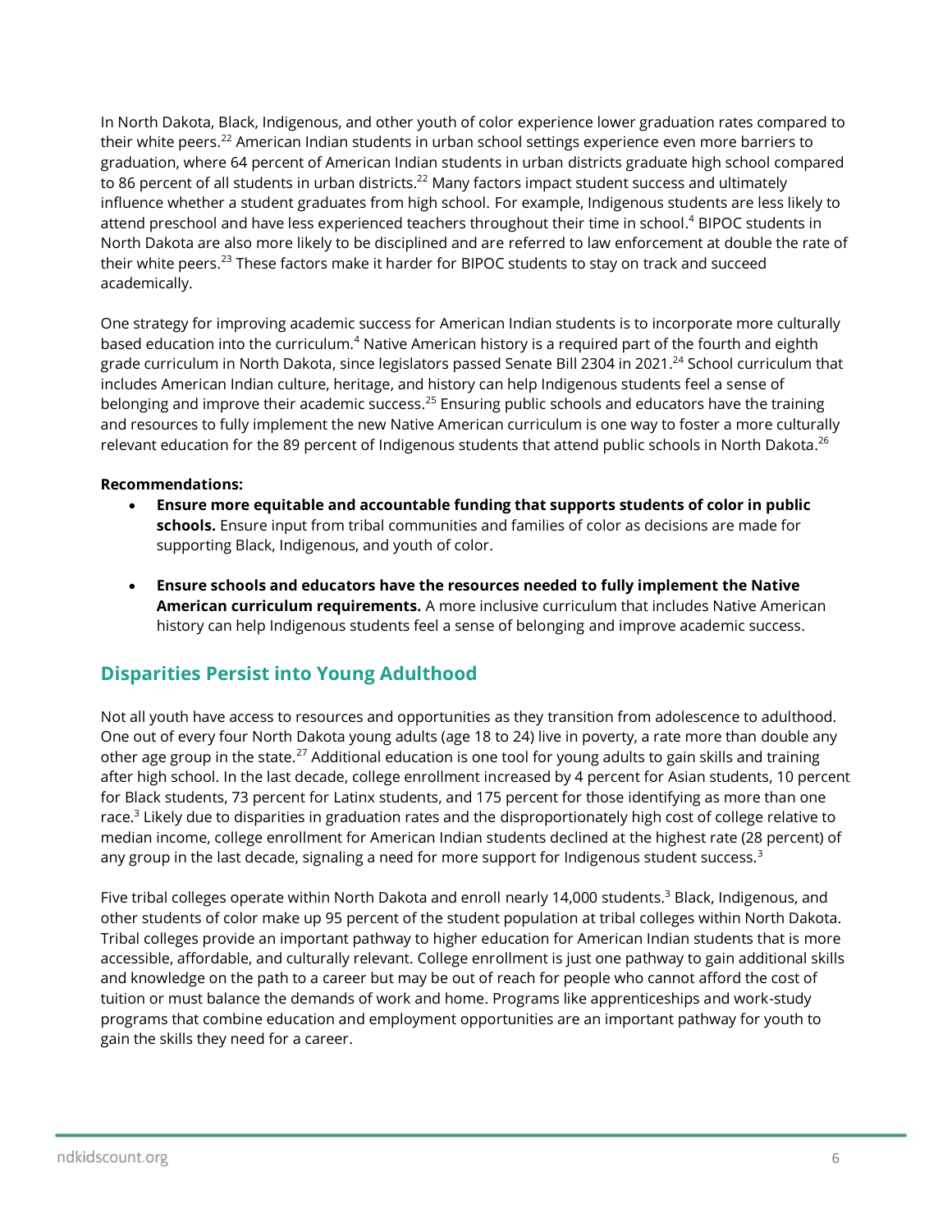In North Dakota, Black, Indigenous, and other youth of color experience lower graduation rates compared to their white peers.[22] American Indian students in urban school settings experience even more barriers to graduation, where 64 percent of American Indian students in urban districts graduate high school compared to 86 percent of all students in urban districts.[22] Many factors impact student success and ultimately influence whether a student graduates from high school. For example, Indigenous students are less likely to attend preschool and have less experienced teachers throughout their time in school.[4] BIPOC students in North Dakota are also more likely to be disciplined and are referred to law enforcement at double the rate of their white peers.[23] These factors make it harder for BIPOC students to stay on track and succeed academically.

One strategy for improving academic success for American Indian students is to incorporate more culturally based education into the curriculum.[4] Native American history is a required part of the fourth and eighth grade curriculum in North Dakota, since legislators passed Senate Bill 2304 in 2021.[24] School curriculum that includes American Indian culture, heritage, and history can help Indigenous students feel a sense of belonging and improve their academic success.[25] Ensuring public schools and educators have the training and resources to fully implement the new Native American curriculum is one way to foster a more culturally relevant education for the 89 percent of Indigenous students that attend public schools in North Dakota.[26]

**Recommendations:**

- **Ensure more equitable and accountable funding that supports students of color in public schools.** Ensure input from tribal communities and families of color as decisions are made for supporting Black, Indigenous, and youth of color.
- **Ensure schools and educators have the resources needed to fully implement the Native American curriculum requirements.** A more inclusive curriculum that includes Native American history can help Indigenous students feel a sense of belonging and improve academic success.

## Disparities Persist into Young Adulthood

Not all youth have access to resources and opportunities as they transition from adolescence to adulthood. One out of every four North Dakota young adults (age 18 to 24) live in poverty, a rate more than double any other age group in the state.[27] Additional education is one tool for young adults to gain skills and training after high school. In the last decade, college enrollment increased by 4 percent for Asian students, 10 percent for Black students, 73 percent for Latinx students, and 175 percent for those identifying as more than one race.[3] Likely due to disparities in graduation rates and the disproportionately high cost of college relative to median income, college enrollment for American Indian students declined at the highest rate (28 percent) of any group in the last decade, signaling a need for more support for Indigenous student success.[3]

Five tribal colleges operate within North Dakota and enroll nearly 14,000 students.[3] Black, Indigenous, and other students of color make up 95 percent of the student population at tribal colleges within North Dakota. Tribal colleges provide an important pathway to higher education for American Indian students that is more accessible, affordable, and culturally relevant. College enrollment is just one pathway to gain additional skills and knowledge on the path to a career but may be out of reach for people who cannot afford the cost of tuition or must balance the demands of work and home. Programs like apprenticeships and work-study programs that combine education and employment opportunities are an important pathway for youth to gain the skills they need for a career.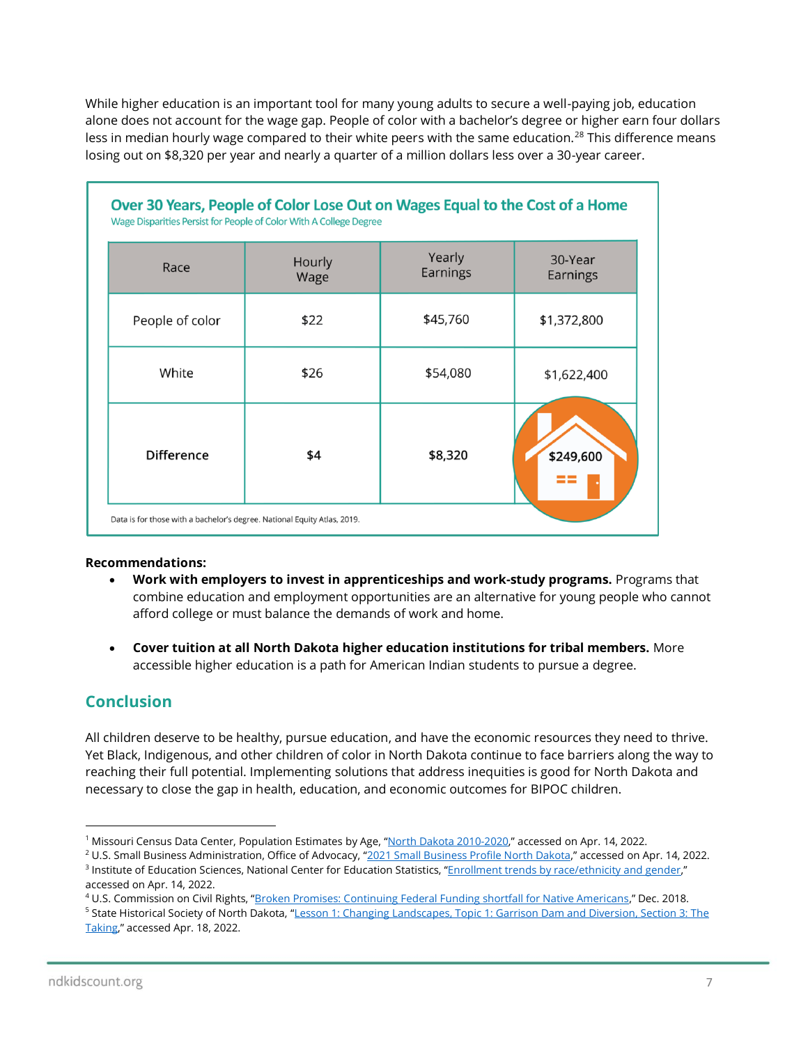While higher education is an important tool for many young adults to secure a well-paying job, education alone does not account for the wage gap. People of color with a bachelor's degree or higher earn four dollars less in median hourly wage compared to their white peers with the same education.[28] This difference means losing out on $8,320 per year and nearly a quarter of a million dollars less over a 30-year career.

**Over 30 Years, People of Color Lose Out on Wages Equal to the Cost of a Home**

Wage Disparities Persist for People of Color With A College Degree

| Race | Hourly Wage | Yearly Earnings | 30-Year Earnings |
|---|---|---|---|
| People of color | $22 | $45,760 | $1,372,800 |
| White | $26 | $54,080 | $1,622,400 |
| **Difference** | **$4** | **$8,320** | **$249,600** |

Data is for those with a bachelor's degree. National Equity Atlas, 2019.

**Recommendations:**

- **Work with employers to invest in apprenticeships and work-study programs.** Programs that combine education and employment opportunities are an alternative for young people who cannot afford college or must balance the demands of work and home.
- **Cover tuition at all North Dakota higher education institutions for tribal members.** More accessible higher education is a path for American Indian students to pursue a degree.

## Conclusion

All children deserve to be healthy, pursue education, and have the economic resources they need to thrive. Yet Black, Indigenous, and other children of color in North Dakota continue to face barriers along the way to reaching their full potential. Implementing solutions that address inequities is good for North Dakota and necessary to close the gap in health, education, and economic outcomes for BIPOC children.

---

[1] Missouri Census Data Center, Population Estimates by Age, "North Dakota 2010-2020," accessed on Apr. 14, 2022.
[2] U.S. Small Business Administration, Office of Advocacy, "2021 Small Business Profile North Dakota," accessed on Apr. 14, 2022.
[3] Institute of Education Sciences, National Center for Education Statistics, "Enrollment trends by race/ethnicity and gender," accessed on Apr. 14, 2022.
[4] U.S. Commission on Civil Rights, "Broken Promises: Continuing Federal Funding shortfall for Native Americans," Dec. 2018.
[5] State Historical Society of North Dakota, "Lesson 1: Changing Landscapes, Topic 1: Garrison Dam and Diversion, Section 3: The Taking," accessed Apr. 18, 2022.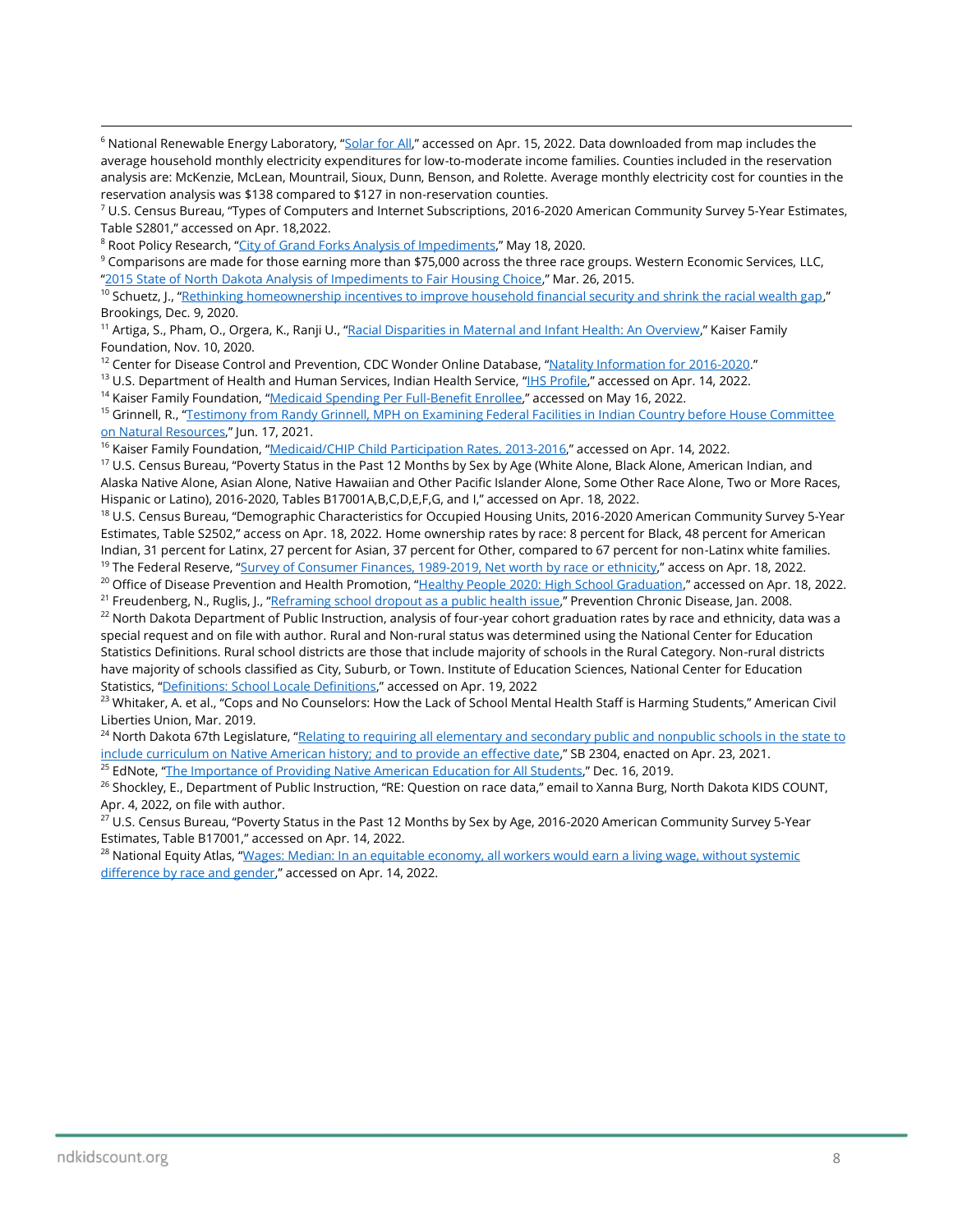[6] National Renewable Energy Laboratory, "Solar for All," accessed on Apr. 15, 2022. Data downloaded from map includes the average household monthly electricity expenditures for low-to-moderate income families. Counties included in the reservation analysis are: McKenzie, McLean, Mountrail, Sioux, Dunn, Benson, and Rolette. Average monthly electricity cost for counties in the reservation analysis was $138 compared to $127 in non-reservation counties.

[7] U.S. Census Bureau, "Types of Computers and Internet Subscriptions, 2016-2020 American Community Survey 5-Year Estimates, Table S2801," accessed on Apr. 18,2022.

[8] Root Policy Research, "City of Grand Forks Analysis of Impediments," May 18, 2020.

[9] Comparisons are made for those earning more than $75,000 across the three race groups. Western Economic Services, LLC, "2015 State of North Dakota Analysis of Impediments to Fair Housing Choice," Mar. 26, 2015.

[10] Schuetz, J., "Rethinking homeownership incentives to improve household financial security and shrink the racial wealth gap," Brookings, Dec. 9, 2020.

[11] Artiga, S., Pham, O., Orgera, K., Ranji U., "Racial Disparities in Maternal and Infant Health: An Overview," Kaiser Family Foundation, Nov. 10, 2020.

[12] Center for Disease Control and Prevention, CDC Wonder Online Database, "Natality Information for 2016-2020."

[13] U.S. Department of Health and Human Services, Indian Health Service, "IHS Profile," accessed on Apr. 14, 2022.

[14] Kaiser Family Foundation, "Medicaid Spending Per Full-Benefit Enrollee," accessed on May 16, 2022.

[15] Grinnell, R., "Testimony from Randy Grinnell, MPH on Examining Federal Facilities in Indian Country before House Committee on Natural Resources," Jun. 17, 2021.

[16] Kaiser Family Foundation, "Medicaid/CHIP Child Participation Rates, 2013-2016," accessed on Apr. 14, 2022.

[17] U.S. Census Bureau, "Poverty Status in the Past 12 Months by Sex by Age (White Alone, Black Alone, American Indian, and Alaska Native Alone, Asian Alone, Native Hawaiian and Other Pacific Islander Alone, Some Other Race Alone, Two or More Races, Hispanic or Latino), 2016-2020, Tables B17001A,B,C,D,E,F,G, and I," accessed on Apr. 18, 2022.

[18] U.S. Census Bureau, "Demographic Characteristics for Occupied Housing Units, 2016-2020 American Community Survey 5-Year Estimates, Table S2502," access on Apr. 18, 2022. Home ownership rates by race: 8 percent for Black, 48 percent for American Indian, 31 percent for Latinx, 27 percent for Asian, 37 percent for Other, compared to 67 percent for non-Latinx white families.

[19] The Federal Reserve, "Survey of Consumer Finances, 1989-2019, Net worth by race or ethnicity," access on Apr. 18, 2022.

[20] Office of Disease Prevention and Health Promotion, "Healthy People 2020: High School Graduation," accessed on Apr. 18, 2022.

[21] Freudenberg, N., Ruglis, J., "Reframing school dropout as a public health issue," Prevention Chronic Disease, Jan. 2008.

[22] North Dakota Department of Public Instruction, analysis of four-year cohort graduation rates by race and ethnicity, data was a special request and on file with author. Rural and Non-rural status was determined using the National Center for Education Statistics Definitions. Rural school districts are those that include majority of schools in the Rural Category. Non-rural districts have majority of schools classified as City, Suburb, or Town. Institute of Education Sciences, National Center for Education Statistics, "Definitions: School Locale Definitions," accessed on Apr. 19, 2022

[23] Whitaker, A. et al., "Cops and No Counselors: How the Lack of School Mental Health Staff is Harming Students," American Civil Liberties Union, Mar. 2019.

[24] North Dakota 67th Legislature, "Relating to requiring all elementary and secondary public and nonpublic schools in the state to include curriculum on Native American history; and to provide an effective date," SB 2304, enacted on Apr. 23, 2021.

[25] EdNote, "The Importance of Providing Native American Education for All Students," Dec. 16, 2019.

[26] Shockley, E., Department of Public Instruction, "RE: Question on race data," email to Xanna Burg, North Dakota KIDS COUNT, Apr. 4, 2022, on file with author.

[27] U.S. Census Bureau, "Poverty Status in the Past 12 Months by Sex by Age, 2016-2020 American Community Survey 5-Year Estimates, Table B17001," accessed on Apr. 14, 2022.

[28] National Equity Atlas, "Wages: Median: In an equitable economy, all workers would earn a living wage, without systemic difference by race and gender," accessed on Apr. 14, 2022.